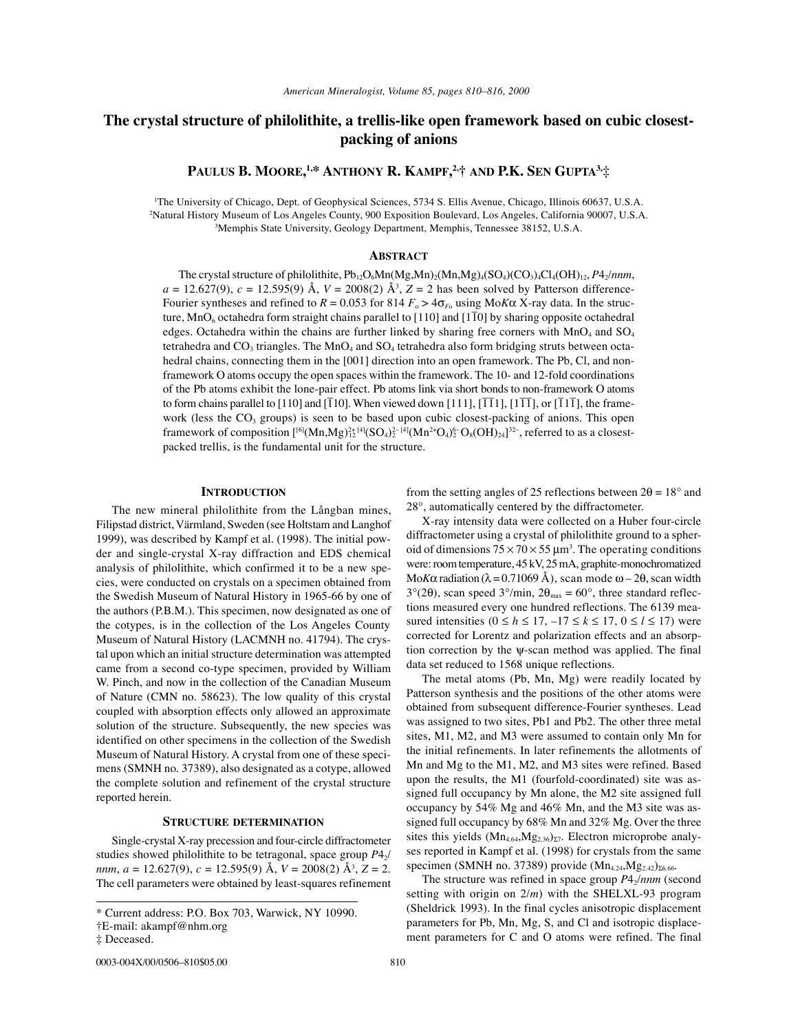# The crystal structure of philolithite, a trellis-like open framework based on cubic closest-packing of anions

**Paulus B. Moore,[1,*] Anthony R. Kampf,[2,†] and P.K. Sen Gupta[3,‡]**

[1]The University of Chicago, Dept. of Geophysical Sciences, 5734 S. Ellis Avenue, Chicago, Illinois 60637, U.S.A.
[2]Natural History Museum of Los Angeles County, 900 Exposition Boulevard, Los Angeles, California 90007, U.S.A.
[3]Memphis State University, Geology Department, Memphis, Tennessee 38152, U.S.A.

## Abstract

The crystal structure of philolithite, $Pb_{12}O_6Mn(Mg,Mn)_2(Mn,Mg)_4(SO_4)(CO_3)_4Cl_4(OH)_{12}$, $P4_2/nnm$, $a = 12.627(9)$, $c = 12.595(9)$ Å, $V = 2008(2)$ Å$^3$, $Z = 2$ has been solved by Patterson difference-Fourier syntheses and refined to $R = 0.053$ for 814 $F_o > 4\sigma_{F_o}$ using Mo$K\alpha$ X-ray data. In the structure, $MnO_6$ octahedra form straight chains parallel to [110] and [1$\bar{1}$0] by sharing opposite octahedral edges. Octahedra within the chains are further linked by sharing free corners with $MnO_4$ and $SO_4$ tetrahedra and $CO_3$ triangles. The $MnO_4$ and $SO_4$ tetrahedra also form bridging struts between octahedral chains, connecting them in the [001] direction into an open framework. The Pb, Cl, and non-framework O atoms occupy the open spaces within the framework. The 10- and 12-fold coordinations of the Pb atoms exhibit the lone-pair effect. Pb atoms link via short bonds to non-framework O atoms to form chains parallel to [110] and [$\bar{1}$10]. When viewed down [111], [$\bar{1}\bar{1}$1], [1$\bar{1}\bar{1}$], or [$\bar{1}$1$\bar{1}$], the framework (less the $CO_3$ groups) is seen to be based upon cubic closest-packing of anions. This open framework of composition $[^{[6]}(Mn,Mg)^{2+}_{12}\,^{[4]}(SO_4)^{2-}_2\,^{[4]}(Mn^{2+}O_4)^{6-}_2\,O_8(OH)_{24}]^{32-}$, referred to as a closest-packed trellis, is the fundamental unit for the structure.

## Introduction

The new mineral philolithite from the Långban mines, Filipstad district, Värmland, Sweden (see Holtstam and Langhof 1999), was described by Kampf et al. (1998). The initial powder and single-crystal X-ray diffraction and EDS chemical analysis of philolithite, which confirmed it to be a new species, were conducted on crystals on a specimen obtained from the Swedish Museum of Natural History in 1965-66 by one of the authors (P.B.M.). This specimen, now designated as one of the cotypes, is in the collection of the Los Angeles County Museum of Natural History (LACMNH no. 41794). The crystal upon which an initial structure determination was attempted came from a second co-type specimen, provided by William W. Pinch, and now in the collection of the Canadian Museum of Nature (CMN no. 58623). The low quality of this crystal coupled with absorption effects only allowed an approximate solution of the structure. Subsequently, the new species was identified on other specimens in the collection of the Swedish Museum of Natural History. A crystal from one of these specimens (SMNH no. 37389), also designated as a cotype, allowed the complete solution and refinement of the crystal structure reported herein.

## Structure determination

Single-crystal X-ray precession and four-circle diffractometer studies showed philolithite to be tetragonal, space group $P4_2/nnm$, $a = 12.627(9)$, $c = 12.595(9)$ Å, $V = 2008(2)$ Å$^3$, $Z = 2$. The cell parameters were obtained by least-squares refinement from the setting angles of 25 reflections between $2\theta = 18°$ and $28°$, automatically centered by the diffractometer.

X-ray intensity data were collected on a Huber four-circle diffractometer using a crystal of philolithite ground to a spheroid of dimensions $75 \times 70 \times 55$ μm$^3$. The operating conditions were: room temperature, 45 kV, 25 mA, graphite-monochromatized Mo$K\alpha$ radiation ($\lambda = 0.71069$ Å), scan mode $\omega - 2\theta$, scan width $3°(2\theta)$, scan speed 3°/min, $2\theta_{max} = 60°$, three standard reflections measured every one hundred reflections. The 6139 measured intensities ($0 \leq h \leq 17$, $-17 \leq k \leq 17$, $0 \leq l \leq 17$) were corrected for Lorentz and polarization effects and an absorption correction by the $\psi$-scan method was applied. The final data set reduced to 1568 unique reflections.

The metal atoms (Pb, Mn, Mg) were readily located by Patterson synthesis and the positions of the other atoms were obtained from subsequent difference-Fourier syntheses. Lead was assigned to two sites, Pb1 and Pb2. The other three metal sites, M1, M2, and M3 were assumed to contain only Mn for the initial refinements. In later refinements the allotments of Mn and Mg to the M1, M2, and M3 sites were refined. Based upon the results, the M1 (fourfold-coordinated) site was assigned full occupancy by Mn alone, the M2 site assigned full occupancy by 54% Mg and 46% Mn, and the M3 site was assigned full occupancy by 68% Mn and 32% Mg. Over the three sites this yields $(Mn_{4.64},Mg_{2.36})_{\Sigma 7}$. Electron microprobe analyses reported in Kampf et al. (1998) for crystals from the same specimen (SMNH no. 37389) provide $(Mn_{4.24},Mg_{2.42})_{\Sigma 6.66}$.

The structure was refined in space group $P4_2/nnm$ (second setting with origin on $2/m$) with the SHELXL-93 program (Sheldrick 1993). In the final cycles anisotropic displacement parameters for Pb, Mn, Mg, S, and Cl and isotropic displacement parameters for C and O atoms were refined. The final

---

\* Current address: P.O. Box 703, Warwick, NY 10990.
†E-mail: akampf@nhm.org
‡ Deceased.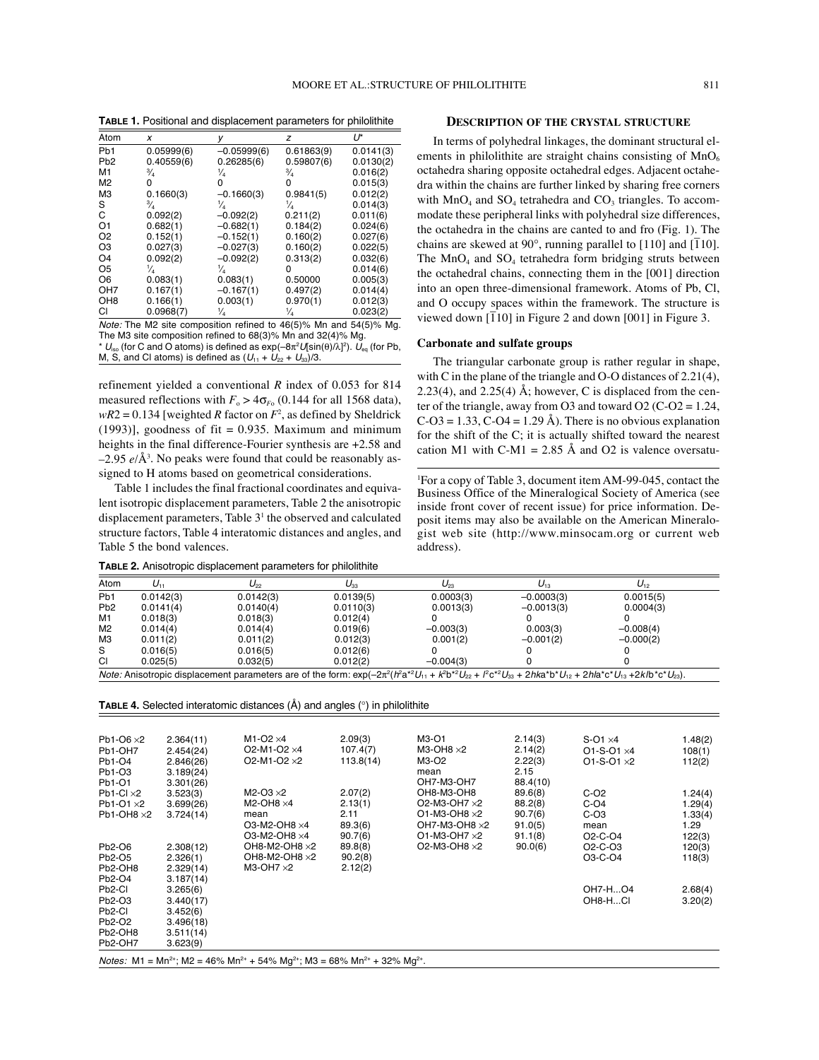**TABLE 1.** Positional and displacement parameters for philolithite

| Atom | x | y | z | U* |
|---|---|---|---|---|
| Pb1 | 0.05999(6) | −0.05999(6) | 0.61863(9) | 0.0141(3) |
| Pb2 | 0.40559(6) | 0.26285(6) | 0.59807(6) | 0.0130(2) |
| M1 | $^3/_4$ | $^1/_4$ | $^3/_4$ | 0.016(2) |
| M2 | 0 | 0 | 0 | 0.015(3) |
| M3 | 0.1660(3) | −0.1660(3) | 0.9841(5) | 0.012(2) |
| S | $^3/_4$ | $^1/_4$ | $^1/_4$ | 0.014(3) |
| C | 0.092(2) | −0.092(2) | 0.211(2) | 0.011(6) |
| O1 | 0.682(1) | −0.682(1) | 0.184(2) | 0.024(6) |
| O2 | 0.152(1) | −0.152(1) | 0.160(2) | 0.027(6) |
| O3 | 0.027(3) | −0.027(3) | 0.160(2) | 0.022(5) |
| O4 | 0.092(2) | −0.092(2) | 0.313(2) | 0.032(6) |
| O5 | $^1/_4$ | $^1/_4$ | 0 | 0.014(6) |
| O6 | 0.083(1) | 0.083(1) | 0.50000 | 0.005(3) |
| OH7 | 0.167(1) | −0.167(1) | 0.497(2) | 0.014(4) |
| OH8 | 0.166(1) | 0.003(1) | 0.970(1) | 0.012(3) |
| Cl | 0.0968(7) | $^1/_4$ | $^1/_4$ | 0.023(2) |

*Note:* The M2 site composition refined to 46(5)% Mn and 54(5)% Mg. The M3 site composition refined to 68(3)% Mn and 32(4)% Mg.
* $U_{iso}$ (for C and O atoms) is defined as $\exp(-8\pi^2U[\sin(\theta)/\lambda]^2)$. $U_{eq}$ (for Pb, M, S, and Cl atoms) is defined as $(U_{11} + U_{22} + U_{33})/3$.

refinement yielded a conventional $R$ index of 0.053 for 814 measured reflections with $F_o > 4\sigma_{Fo}$ (0.144 for all 1568 data), $wR2 = 0.134$ [weighted $R$ factor on $F^2$, as defined by Sheldrick (1993)], goodness of fit = 0.935. Maximum and minimum heights in the final difference-Fourier synthesis are +2.58 and −2.95 $e$/Å$^3$. No peaks were found that could be reasonably assigned to H atoms based on geometrical considerations.

Table 1 includes the final fractional coordinates and equivalent isotropic displacement parameters, Table 2 the anisotropic displacement parameters, Table 3[1] the observed and calculated structure factors, Table 4 interatomic distances and angles, and Table 5 the bond valences.

## DESCRIPTION OF THE CRYSTAL STRUCTURE

In terms of polyhedral linkages, the dominant structural elements in philolithite are straight chains consisting of $MnO_6$ octahedra sharing opposite octahedral edges. Adjacent octahedra within the chains are further linked by sharing free corners with $MnO_4$ and $SO_4$ tetrahedra and $CO_3$ triangles. To accommodate these peripheral links with polyhedral size differences, the octahedra in the chains are canted to and fro (Fig. 1). The chains are skewed at 90°, running parallel to [110] and [$\bar{1}$10]. The $MnO_4$ and $SO_4$ tetrahedra form bridging struts between the octahedral chains, connecting them in the [001] direction into an open three-dimensional framework. Atoms of Pb, Cl, and O occupy spaces within the framework. The structure is viewed down [$\bar{1}$10] in Figure 2 and down [001] in Figure 3.

### Carbonate and sulfate groups

The triangular carbonate group is rather regular in shape, with C in the plane of the triangle and O-O distances of 2.21(4), 2.23(4), and 2.25(4) Å; however, C is displaced from the center of the triangle, away from O3 and toward O2 (C-O2 = 1.24, C-O3 = 1.33, C-O4 = 1.29 Å). There is no obvious explanation for the shift of the C; it is actually shifted toward the nearest cation M1 with C-M1 = 2.85 Å and O2 is valence oversatu-

[1]For a copy of Table 3, document item AM-99-045, contact the Business Office of the Mineralogical Society of America (see inside front cover of recent issue) for price information. Deposit items may also be available on the American Mineralogist web site (http://www.minsocam.org or current web address).

**TABLE 2.** Anisotropic displacement parameters for philolithite

| Atom | $U_{11}$ | $U_{22}$ | $U_{33}$ | $U_{23}$ | $U_{13}$ | $U_{12}$ |
|---|---|---|---|---|---|---|
| Pb1 | 0.0142(3) | 0.0142(3) | 0.0139(5) | 0.0003(3) | −0.0003(3) | 0.0015(5) |
| Pb2 | 0.0141(4) | 0.0140(4) | 0.0110(3) | 0.0013(3) | −0.0013(3) | 0.0004(3) |
| M1 | 0.018(3) | 0.018(3) | 0.012(4) | 0 | 0 | 0 |
| M2 | 0.014(4) | 0.014(4) | 0.019(6) | −0.003(3) | 0.003(3) | −0.008(4) |
| M3 | 0.011(2) | 0.011(2) | 0.012(3) | 0.001(2) | −0.001(2) | −0.000(2) |
| S | 0.016(5) | 0.016(5) | 0.012(6) | 0 | 0 | 0 |
| Cl | 0.025(5) | 0.032(5) | 0.012(2) | −0.004(3) | 0 | 0 |

*Note:* Anisotropic displacement parameters are of the form: $\exp(-2\pi^2(h^2a^{*2}U_{11} + k^2b^{*2}U_{22} + l^2c^{*2}U_{33} + 2hka^*b^*U_{12} + 2hla^*c^*U_{13} + 2klb^*c^*U_{23}))$.

**TABLE 4.** Selected interatomic distances (Å) and angles (°) in philolithite

| | | | | | | | |
|---|---|---|---|---|---|---|---|
| Pb1-O6 ×2 | 2.364(11) | M1-O2 ×4 | 2.09(3) | M3-O1 | 2.14(3) | S-O1 ×4 | 1.48(2) |
| Pb1-OH7 | 2.454(24) | O2-M1-O2 ×4 | 107.4(7) | M3-OH8 ×2 | 2.14(2) | O1-S-O1 ×4 | 108(1) |
| Pb1-O4 | 2.846(26) | O2-M1-O2 ×2 | 113.8(14) | M3-O2 | 2.22(3) | O1-S-O1 ×2 | 112(2) |
| Pb1-O3 | 3.189(24) | | | mean | 2.15 | | |
| Pb1-O1 | 3.301(26) | | | OH7-M3-OH7 | 88.4(10) | | |
| Pb1-Cl ×2 | 3.523(3) | M2-O3 ×2 | 2.07(2) | OH8-M3-OH8 | 89.6(8) | C-O2 | 1.24(4) |
| Pb1-O1 ×2 | 3.699(26) | M2-OH8 ×4 | 2.13(1) | O2-M3-OH7 ×2 | 88.2(8) | C-O4 | 1.29(4) |
| Pb1-OH8 ×2 | 3.724(14) | mean | 2.11 | O1-M3-OH8 ×2 | 90.7(6) | C-O3 | 1.33(4) |
| | | O3-M2-OH8 ×4 | 89.3(6) | OH7-M3-OH8 ×2 | 91.0(5) | mean | 1.29 |
| | | O3-M2-OH8 ×4 | 90.7(6) | O1-M3-OH7 ×2 | 91.1(8) | O2-C-O4 | 122(3) |
| Pb2-O6 | 2.308(12) | OH8-M2-OH8 ×2 | 89.8(8) | O2-M3-OH8 ×2 | 90.0(6) | O2-C-O3 | 120(3) |
| Pb2-O5 | 2.326(1) | OH8-M2-OH8 ×2 | 90.2(8) | | | O3-C-O4 | 118(3) |
| Pb2-OH8 | 2.329(14) | M3-OH7 ×2 | 2.12(2) | | | | |
| Pb2-O4 | 3.187(14) | | | | | | |
| Pb2-Cl | 3.265(6) | | | | | OH7-H...O4 | 2.68(4) |
| Pb2-O3 | 3.440(17) | | | | | OH8-H...Cl | 3.20(2) |
| Pb2-Cl | 3.452(6) | | | | | | |
| Pb2-O2 | 3.496(18) | | | | | | |
| Pb2-OH8 | 3.511(14) | | | | | | |
| Pb2-OH7 | 3.623(9) | | | | | | |

*Notes:* M1 = $Mn^{2+}$; M2 = 46% $Mn^{2+}$ + 54% $Mg^{2+}$; M3 = 68% $Mn^{2+}$ + 32% $Mg^{2+}$.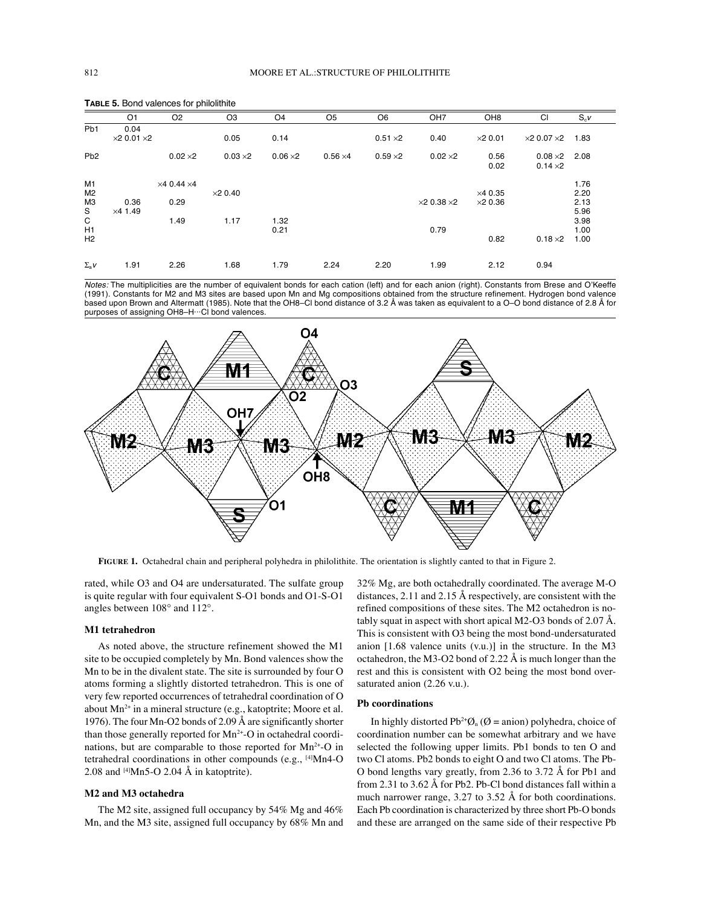**TABLE 5.** Bond valences for philolithite

| | O1 | O2 | O3 | O4 | O5 | O6 | OH7 | OH8 | Cl | $S_c v$ |
|---|---|---|---|---|---|---|---|---|---|---|
| Pb1 | 0.04<br>×2 0.01 ×2 | | 0.05 | 0.14 | | 0.51 ×2 | 0.40 | ×2 0.01 | ×2 0.07 ×2 | 1.83 |
| Pb2 | | 0.02 ×2 | 0.03 ×2 | 0.06 ×2 | 0.56 ×4 | 0.59 ×2 | 0.02 ×2 | 0.56<br>0.02 | 0.08 ×2<br>0.14 ×2 | 2.08 |
| M1 | | ×4 0.44 ×4 | | | | | | | | 1.76 |
| M2 | | | ×2 0.40 | | | | | ×4 0.35 | | 2.20 |
| M3 | 0.36 | 0.29 | | | | | ×2 0.38 ×2 | ×2 0.36 | | 2.13 |
| S | ×4 1.49 | | | | | | | | | 5.96 |
| C | | 1.49 | 1.17 | 1.32 | | | | | | 3.98 |
| H1 | | | | 0.21 | | | 0.79 | | | 1.00 |
| H2 | | | | | | | | 0.82 | 0.18 ×2 | 1.00 |
| $\Sigma_a v$ | 1.91 | 2.26 | 1.68 | 1.79 | 2.24 | 2.20 | 1.99 | 2.12 | 0.94 | |

*Notes:* The multiplicities are the number of equivalent bonds for each cation (left) and for each anion (right). Constants from Brese and O'Keeffe (1991). Constants for M2 and M3 sites are based upon Mn and Mg compositions obtained from the structure refinement. Hydrogen bond valence based upon Brown and Altermatt (1985). Note that the OH8–Cl bond distance of 3.2 Å was taken as equivalent to a O–O bond distance of 2.8 Å for purposes of assigning OH8–H···Cl bond valences.

**FIGURE 1.** Octahedral chain and peripheral polyhedra in philolithite. The orientation is slightly canted to that in Figure 2.

rated, while O3 and O4 are undersaturated. The sulfate group is quite regular with four equivalent S-O1 bonds and O1-S-O1 angles between 108° and 112°.

### M1 tetrahedron

As noted above, the structure refinement showed the M1 site to be occupied completely by Mn. Bond valences show the Mn to be in the divalent state. The site is surrounded by four O atoms forming a slightly distorted tetrahedron. This is one of very few reported occurrences of tetrahedral coordination of O about $Mn^{2+}$ in a mineral structure (e.g., katoptrite; Moore et al. 1976). The four Mn-O2 bonds of 2.09 Å are significantly shorter than those generally reported for $Mn^{2+}$-O in octahedral coordinations, but are comparable to those reported for $Mn^{2+}$-O in tetrahedral coordinations in other compounds (e.g., $^{[4]}$Mn4-O 2.08 and $^{[4]}$Mn5-O 2.04 Å in katoptrite).

### M2 and M3 octahedra

The M2 site, assigned full occupancy by 54% Mg and 46% Mn, and the M3 site, assigned full occupancy by 68% Mn and 32% Mg, are both octahedrally coordinated. The average M-O distances, 2.11 and 2.15 Å respectively, are consistent with the refined compositions of these sites. The M2 octahedron is notably squat in aspect with short apical M2-O3 bonds of 2.07 Å. This is consistent with O3 being the most bond-undersaturated anion [1.68 valence units (v.u.)] in the structure. In the M3 octahedron, the M3-O2 bond of 2.22 Å is much longer than the rest and this is consistent with O2 being the most bond oversaturated anion (2.26 v.u.).

### Pb coordinations

In highly distorted $Pb^{2+}Ø_n$ (Ø = anion) polyhedra, choice of coordination number can be somewhat arbitrary and we have selected the following upper limits. Pb1 bonds to ten O and two Cl atoms. Pb2 bonds to eight O and two Cl atoms. The Pb-O bond lengths vary greatly, from 2.36 to 3.72 Å for Pb1 and from 2.31 to 3.62 Å for Pb2. Pb-Cl bond distances fall within a much narrower range, 3.27 to 3.52 Å for both coordinations. Each Pb coordination is characterized by three short Pb-O bonds and these are arranged on the same side of their respective Pb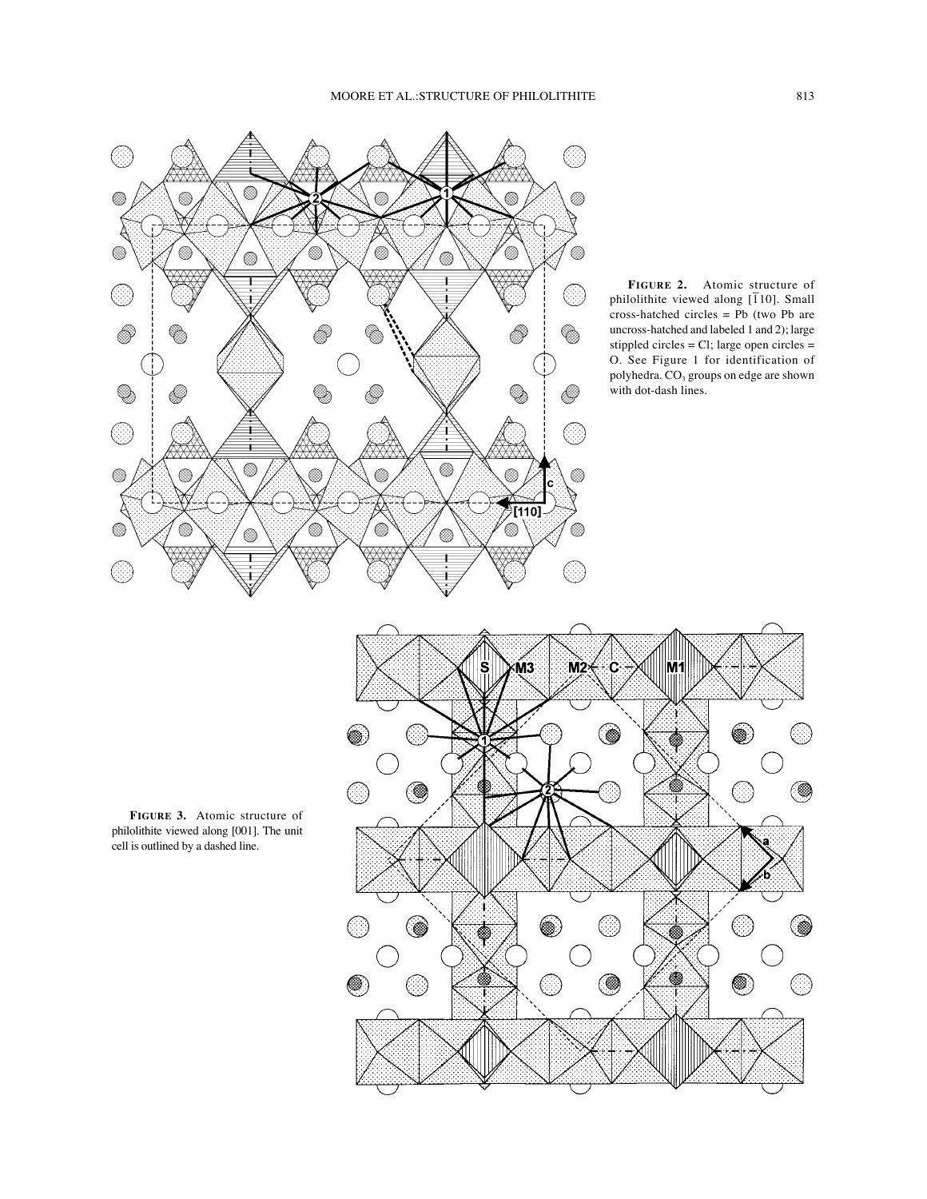**FIGURE 2.** Atomic structure of philolithite viewed along [$\bar{1}$10]. Small cross-hatched circles = Pb (two Pb are uncross-hatched and labeled 1 and 2); large stippled circles = Cl; large open circles = O. See Figure 1 for identification of polyhedra. $CO_3$ groups on edge are shown with dot-dash lines.

**FIGURE 3.** Atomic structure of philolithite viewed along [001]. The unit cell is outlined by a dashed line.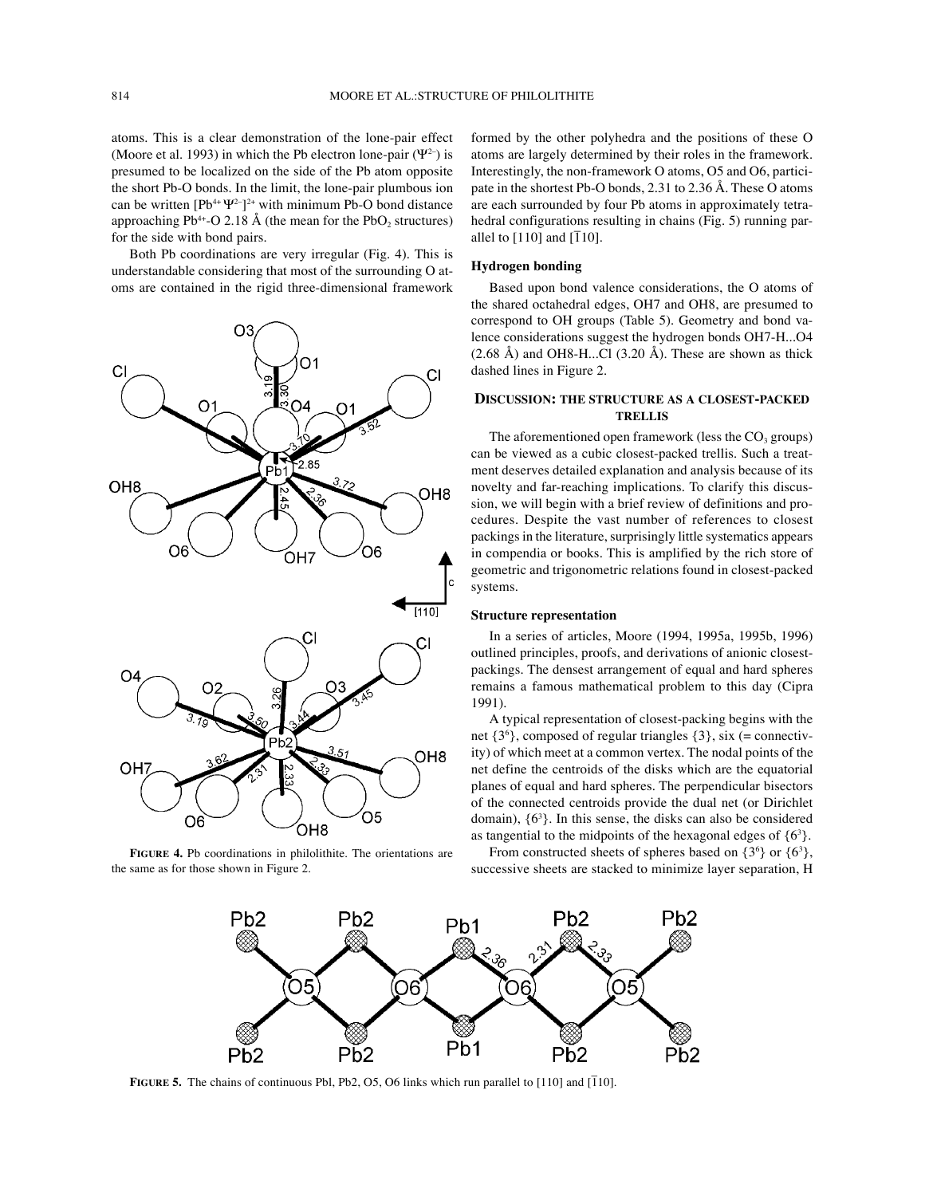atoms. This is a clear demonstration of the lone-pair effect (Moore et al. 1993) in which the Pb electron lone-pair ($\Psi^{2-}$) is presumed to be localized on the side of the Pb atom opposite the short Pb-O bonds. In the limit, the lone-pair plumbous ion can be written $[Pb^{4+}\Psi^{2-}]^{2+}$ with minimum Pb-O bond distance approaching $Pb^{4+}$-O 2.18 Å (the mean for the $PbO_2$ structures) for the side with bond pairs.

Both Pb coordinations are very irregular (Fig. 4). This is understandable considering that most of the surrounding O atoms are contained in the rigid three-dimensional framework formed by the other polyhedra and the positions of these O atoms are largely determined by their roles in the framework. Interestingly, the non-framework O atoms, O5 and O6, participate in the shortest Pb-O bonds, 2.31 to 2.36 Å. These O atoms are each surrounded by four Pb atoms in approximately tetrahedral configurations resulting in chains (Fig. 5) running parallel to [110] and [$\bar{1}$10].

**FIGURE 4.** Pb coordinations in philolithite. The orientations are the same as for those shown in Figure 2.

### Hydrogen bonding

Based upon bond valence considerations, the O atoms of the shared octahedral edges, OH7 and OH8, are presumed to correspond to OH groups (Table 5). Geometry and bond valence considerations suggest the hydrogen bonds OH7-H...O4 (2.68 Å) and OH8-H...Cl (3.20 Å). These are shown as thick dashed lines in Figure 2.

## Discussion: the structure as a closest-packed trellis

The aforementioned open framework (less the $CO_3$ groups) can be viewed as a cubic closest-packed trellis. Such a treatment deserves detailed explanation and analysis because of its novelty and far-reaching implications. To clarify this discussion, we will begin with a brief review of definitions and procedures. Despite the vast number of references to closest packings in the literature, surprisingly little systematics appears in compendia or books. This is amplified by the rich store of geometric and trigonometric relations found in closest-packed systems.

### Structure representation

In a series of articles, Moore (1994, 1995a, 1995b, 1996) outlined principles, proofs, and derivations of anionic closest-packings. The densest arrangement of equal and hard spheres remains a famous mathematical problem to this day (Cipra 1991).

A typical representation of closest-packing begins with the net $\{3^6\}$, composed of regular triangles $\{3\}$, six (= connectivity) of which meet at a common vertex. The nodal points of the net define the centroids of the disks which are the equatorial planes of equal and hard spheres. The perpendicular bisectors of the connected centroids provide the dual net (or Dirichlet domain), $\{6^3\}$. In this sense, the disks can also be considered as tangential to the midpoints of the hexagonal edges of $\{6^3\}$.

From constructed sheets of spheres based on $\{3^6\}$ or $\{6^3\}$, successive sheets are stacked to minimize layer separation, H

**FIGURE 5.** The chains of continuous Pbl, Pb2, O5, O6 links which run parallel to [110] and [$\bar{1}$10].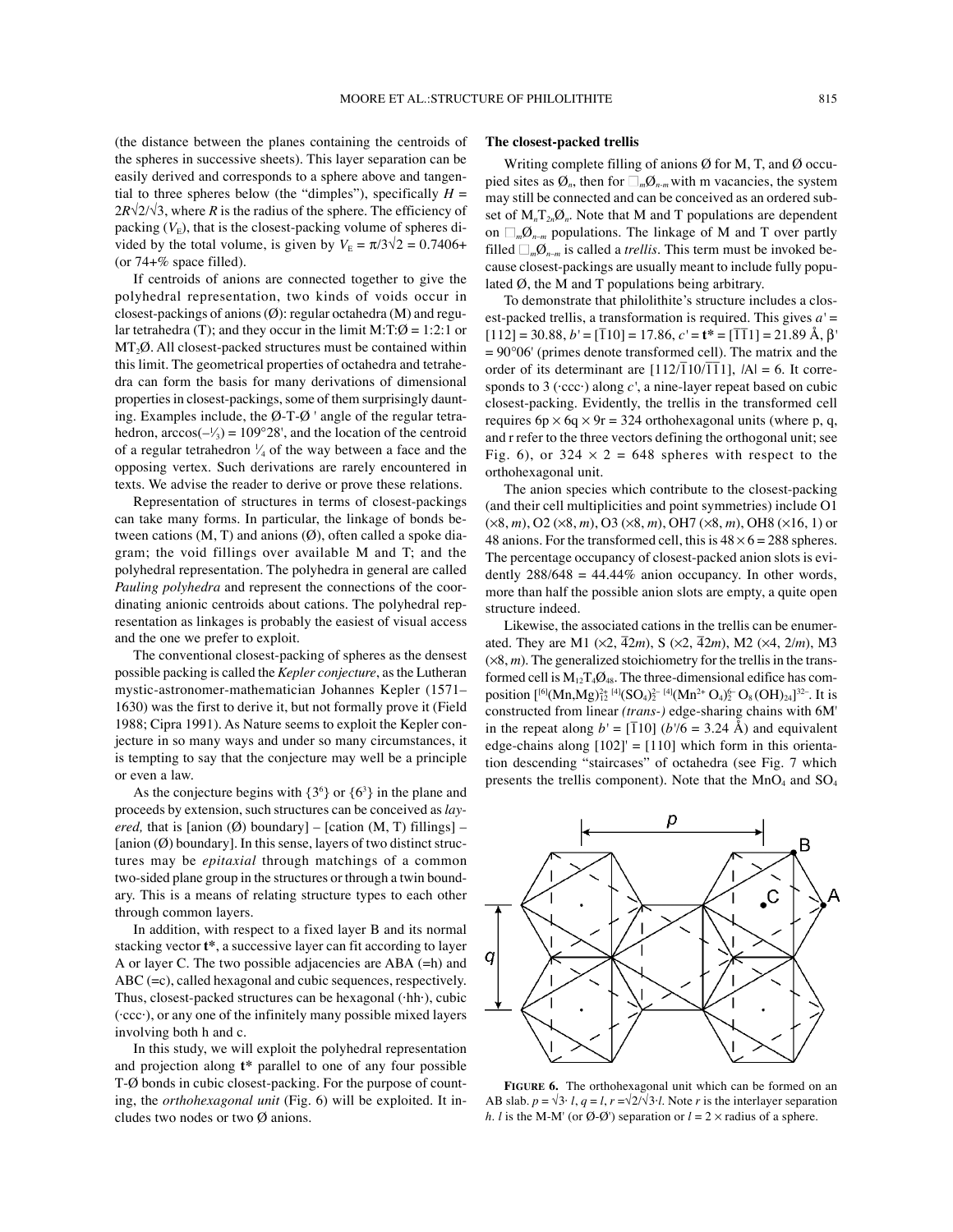(the distance between the planes containing the centroids of the spheres in successive sheets). This layer separation can be easily derived and corresponds to a sphere above and tangential to three spheres below (the "dimples"), specifically $H = 2R\sqrt{2}/\sqrt{3}$, where $R$ is the radius of the sphere. The efficiency of packing ($V_E$), that is the closest-packing volume of spheres divided by the total volume, is given by $V_E = \pi/3\sqrt{2} = 0.7406+$ (or 74+% space filled).

If centroids of anions are connected together to give the polyhedral representation, two kinds of voids occur in closest-packings of anions (Ø): regular octahedra (M) and regular tetrahedra (T); and they occur in the limit M:T:Ø = 1:2:1 or $MT_2Ø$. All closest-packed structures must be contained within this limit. The geometrical properties of octahedra and tetrahedra can form the basis for many derivations of dimensional properties in closest-packings, some of them surprisingly daunting. Examples include, the Ø-T-Ø ' angle of the regular tetrahedron, $\arccos(-\frac{1}{3}) = 109°28'$, and the location of the centroid of a regular tetrahedron $\frac{1}{4}$ of the way between a face and the opposing vertex. Such derivations are rarely encountered in texts. We advise the reader to derive or prove these relations.

Representation of structures in terms of closest-packings can take many forms. In particular, the linkage of bonds between cations (M, T) and anions (Ø), often called a spoke diagram; the void fillings over available M and T; and the polyhedral representation. The polyhedra in general are called *Pauling polyhedra* and represent the connections of the coordinating anionic centroids about cations. The polyhedral representation as linkages is probably the easiest of visual access and the one we prefer to exploit.

The conventional closest-packing of spheres as the densest possible packing is called the *Kepler conjecture*, as the Lutheran mystic-astronomer-mathematician Johannes Kepler (1571–1630) was the first to derive it, but not formally prove it (Field 1988; Cipra 1991). As Nature seems to exploit the Kepler conjecture in so many ways and under so many circumstances, it is tempting to say that the conjecture may well be a principle or even a law.

As the conjecture begins with $\{3^6\}$ or $\{6^3\}$ in the plane and proceeds by extension, such structures can be conceived as *layered,* that is [anion (Ø) boundary] – [cation (M, T) fillings] – [anion (Ø) boundary]. In this sense, layers of two distinct structures may be *epitaxial* through matchings of a common two-sided plane group in the structures or through a twin boundary. This is a means of relating structure types to each other through common layers.

In addition, with respect to a fixed layer B and its normal stacking vector **t***, a successive layer can fit according to layer A or layer C. The two possible adjacencies are ABA (=h) and ABC (=c), called hexagonal and cubic sequences, respectively. Thus, closest-packed structures can be hexagonal (·hh·), cubic (·ccc·), or any one of the infinitely many possible mixed layers involving both h and c.

In this study, we will exploit the polyhedral representation and projection along **t*** parallel to one of any four possible T-Ø bonds in cubic closest-packing. For the purpose of counting, the *orthohexagonal unit* (Fig. 6) will be exploited. It includes two nodes or two Ø anions.

### The closest-packed trellis

Writing complete filling of anions Ø for M, T, and Ø occupied sites as $Ø_n$, then for $\square_m Ø_{n-m}$ with m vacancies, the system may still be connected and can be conceived as an ordered subset of $M_nT_{2n}Ø_n$. Note that M and T populations are dependent on $\square_m Ø_{n-m}$ populations. The linkage of M and T over partly filled $\square_m Ø_{n-m}$ is called a *trellis*. This term must be invoked because closest-packings are usually meant to include fully populated Ø, the M and T populations being arbitrary.

To demonstrate that philolithite's structure includes a closest-packed trellis, a transformation is required. This gives $a' = [112] = 30.88$, $b' = [\bar{1}10] = 17.86$, $c' = \mathbf{t^*} = [\bar{1}\bar{1}1] = 21.89$ Å, $\beta' = 90°06'$ (primes denote transformed cell). The matrix and the order of its determinant are $[112/\bar{1}10/\bar{1}\bar{1}1]$, $|A| = 6$. It corresponds to 3 (·ccc·) along $c'$, a nine-layer repeat based on cubic closest-packing. Evidently, the trellis in the transformed cell requires $6p \times 6q \times 9r = 324$ orthohexagonal units (where p, q, and r refer to the three vectors defining the orthogonal unit; see Fig. 6), or $324 \times 2 = 648$ spheres with respect to the orthohexagonal unit.

The anion species which contribute to the closest-packing (and their cell multiplicities and point symmetries) include O1 (×8, *m*), O2 (×8, *m*), O3 (×8, *m*), OH7 (×8, *m*), OH8 (×16, 1) or 48 anions. For the transformed cell, this is $48 \times 6 = 288$ spheres. The percentage occupancy of closest-packed anion slots is evidently 288/648 = 44.44% anion occupancy. In other words, more than half the possible anion slots are empty, a quite open structure indeed.

Likewise, the associated cations in the trellis can be enumerated. They are M1 (×2, $\bar{4}2m$), S (×2, $\bar{4}2m$), M2 (×4, $2/m$), M3 (×8, *m*). The generalized stoichiometry for the trellis in the transformed cell is $M_{12}T_4Ø_{48}$. The three-dimensional edifice has composition $[^{[6]}(Mn,Mg)^{2+}_{12}\ ^{[4]}(SO_4)^{2-}_2\ ^{[4]}(Mn^{2+}O_4)^{6-}_2\ O_8(OH)_{24}]^{32-}$. It is constructed from linear *(trans-)* edge-sharing chains with 6M' in the repeat along $b' = [\bar{1}10]$ ($b'/6 = 3.24$ Å) and equivalent edge-chains along $[102]' = [110]$ which form in this orientation descending "staircases" of octahedra (see Fig. 7 which presents the trellis component). Note that the $MnO_4$ and $SO_4$

**FIGURE 6.** The orthohexagonal unit which can be formed on an AB slab. $p = \sqrt{3} \cdot l$, $q = l$, $r = \sqrt{2}/\sqrt{3} \cdot l$. Note $r$ is the interlayer separation $h$. $l$ is the M-M' (or Ø-Ø') separation or $l = 2 \times$ radius of a sphere.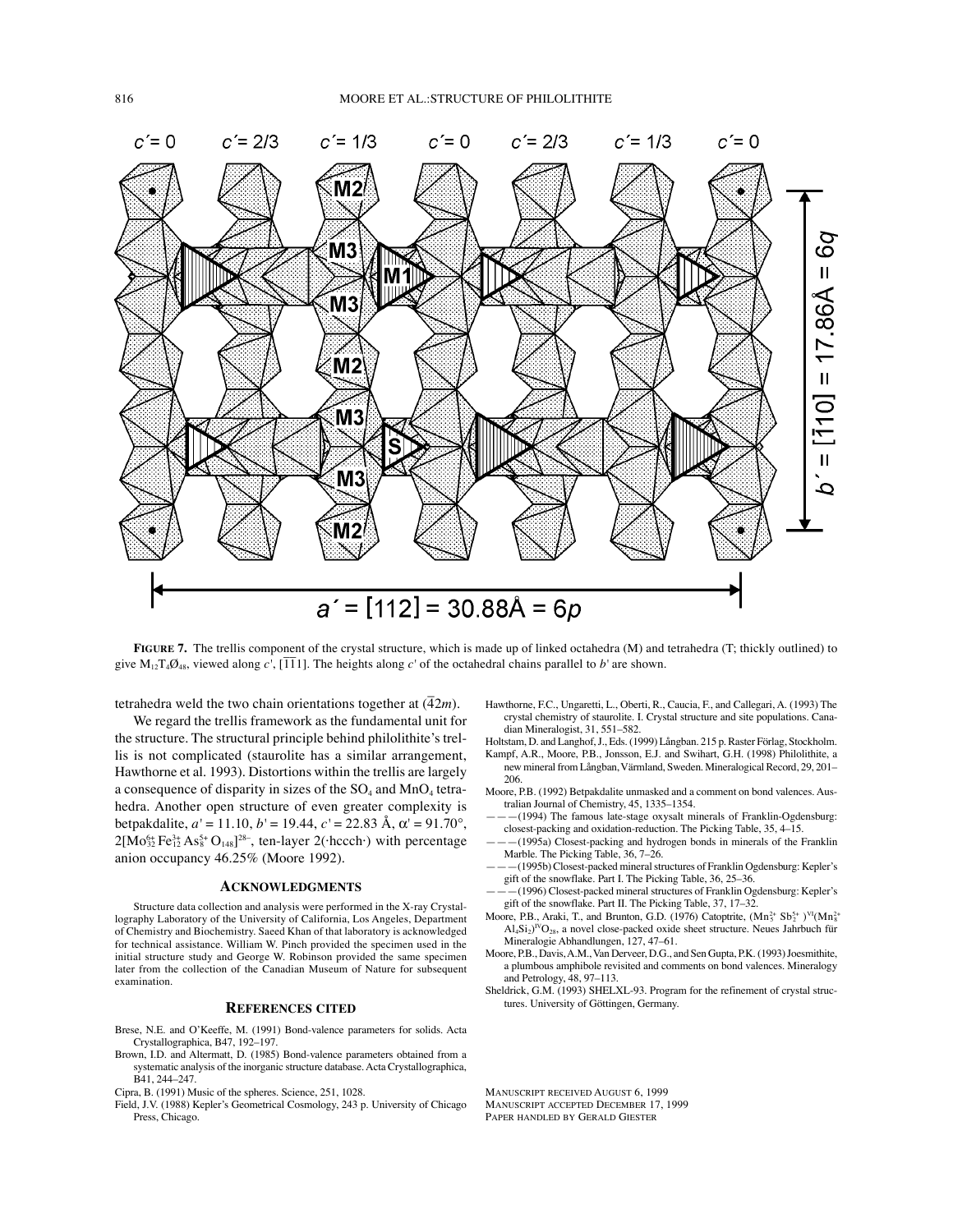c′ = 0  c′ = 2/3  c′ = 1/3  c′ = 0  c′ = 2/3  c′ = 1/3  c′ = 0

M2
M3
M1
M3
M2
M3
S
M3
M2

$b' = [\bar{1}10] = 17.86Å = 6q$

$a' = [112] = 30.88Å = 6p$

**FIGURE 7.** The trellis component of the crystal structure, which is made up of linked octahedra (M) and tetrahedra (T; thickly outlined) to give $M_{12}T_4Ø_{48}$, viewed along $c'$, $[\bar{1}\bar{1}1]$. The heights along $c'$ of the octahedral chains parallel to $b'$ are shown.

tetrahedra weld the two chain orientations together at ($\bar{4}2m$).

We regard the trellis framework as the fundamental unit for the structure. The structural principle behind philolithite's trellis is not complicated (staurolite has a similar arrangement, Hawthorne et al. 1993). Distortions within the trellis are largely a consequence of disparity in sizes of the $SO_4$ and $MnO_4$ tetrahedra. Another open structure of even greater complexity is betpakdalite, $a' = 11.10$, $b' = 19.44$, $c' = 22.83$ Å, $\alpha' = 91.70°$, $2[Mo^{6+}_{32}Fe^{3+}_{12}As^{5+}_{8}O_{148}]^{28-}$, ten-layer 2(·hccch·) with percentage anion occupancy 46.25% (Moore 1992).

## ACKNOWLEDGMENTS

Structure data collection and analysis were performed in the X-ray Crystallography Laboratory of the University of California, Los Angeles, Department of Chemistry and Biochemistry. Saeed Khan of that laboratory is acknowledged for technical assistance. William W. Pinch provided the specimen used in the initial structure study and George W. Robinson provided the same specimen later from the collection of the Canadian Museum of Nature for subsequent examination.

## REFERENCES CITED

Brese, N.E. and O'Keeffe, M. (1991) Bond-valence parameters for solids. Acta Crystallographica, B47, 192–197.

Brown, I.D. and Altermatt, D. (1985) Bond-valence parameters obtained from a systematic analysis of the inorganic structure database. Acta Crystallographica, B41, 244–247.

Cipra, B. (1991) Music of the spheres. Science, 251, 1028.

Field, J.V. (1988) Kepler's Geometrical Cosmology, 243 p. University of Chicago Press, Chicago.

Hawthorne, F.C., Ungaretti, L., Oberti, R., Caucia, F., and Callegari, A. (1993) The crystal chemistry of staurolite. I. Crystal structure and site populations. Canadian Mineralogist, 31, 551–582.

Holtstam, D. and Langhof, J., Eds. (1999) Långban. 215 p. Raster Förlag, Stockholm.

Kampf, A.R., Moore, P.B., Jonsson, E.J. and Swihart, G.H. (1998) Philolithite, a new mineral from Långban, Värmland, Sweden. Mineralogical Record, 29, 201–206.

Moore, P.B. (1992) Betpakdalite unmasked and a comment on bond valences. Australian Journal of Chemistry, 45, 1335–1354.

———(1994) The famous late-stage oxysalt minerals of Franklin-Ogdensburg: closest-packing and oxidation-reduction. The Picking Table, 35, 4–15.

———(1995a) Closest-packing and hydrogen bonds in minerals of the Franklin Marble. The Picking Table, 36, 7–26.

———(1995b) Closest-packed mineral structures of Franklin Ogdensburg: Kepler's gift of the snowflake. Part I. The Picking Table, 36, 25–36.

———(1996) Closest-packed mineral structures of Franklin Ogdensburg: Kepler's gift of the snowflake. Part II. The Picking Table, 37, 17–32.

Moore, P.B., Araki, T., and Brunton, G.D. (1976) Catoptrite, $(Mn^{2+}_{5}Sb^{5+}_{2})^{VI}(Mn^{2+}_{8}Al_4Si_2)^{IV}O_{28}$, a novel close-packed oxide sheet structure. Neues Jahrbuch für Mineralogie Abhandlungen, 127, 47–61.

Moore, P.B., Davis, A.M., Van Derveer, D.G., and Sen Gupta, P.K. (1993) Joesmithite, a plumbous amphibole revisited and comments on bond valences. Mineralogy and Petrology, 48, 97–113.

Sheldrick, G.M. (1993) SHELXL-93. Program for the refinement of crystal structures. University of Göttingen, Germany.

MANUSCRIPT RECEIVED AUGUST 6, 1999
MANUSCRIPT ACCEPTED DECEMBER 17, 1999
PAPER HANDLED BY GERALD GIESTER